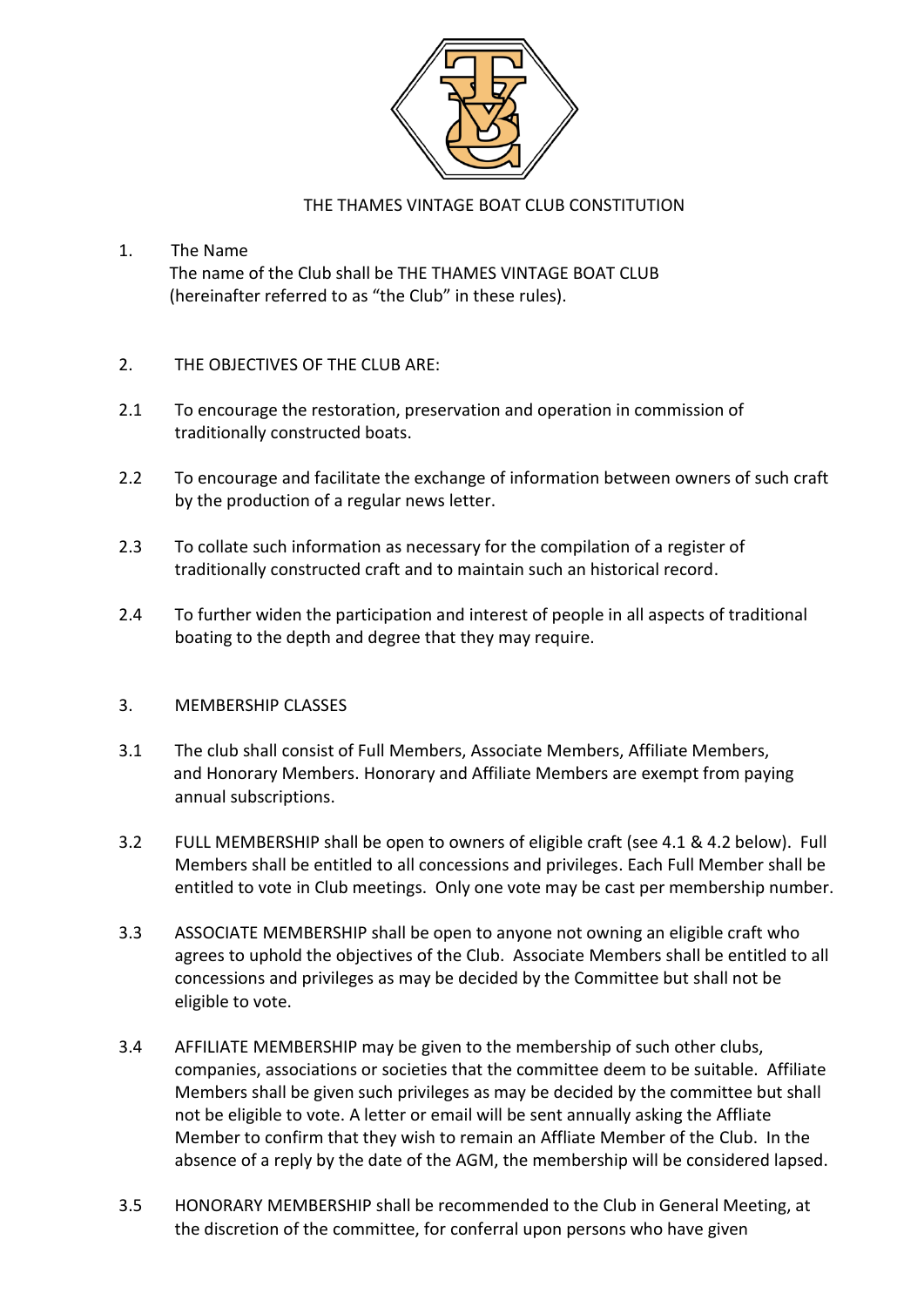# THE THAMES VINTAGE BOAT CLUB CONSTITUTION

1. The Name

   The name of the Club shall be THE THAMES VINTAGE BOAT CLUB (hereinafter referred to as "the Club" in these rules).

2. THE OBJECTIVES OF THE CLUB ARE:

2.1 To encourage the restoration, preservation and operation in commission of traditionally constructed boats.

2.2 To encourage and facilitate the exchange of information between owners of such craft by the production of a regular news letter.

2.3 To collate such information as necessary for the compilation of a register of traditionally constructed craft and to maintain such an historical record.

2.4 To further widen the participation and interest of people in all aspects of traditional boating to the depth and degree that they may require.

3. MEMBERSHIP CLASSES

3.1 The club shall consist of Full Members, Associate Members, Affiliate Members, and Honorary Members. Honorary and Affiliate Members are exempt from paying annual subscriptions.

3.2 FULL MEMBERSHIP shall be open to owners of eligible craft (see 4.1 & 4.2 below). Full Members shall be entitled to all concessions and privileges. Each Full Member shall be entitled to vote in Club meetings. Only one vote may be cast per membership number.

3.3 ASSOCIATE MEMBERSHIP shall be open to anyone not owning an eligible craft who agrees to uphold the objectives of the Club. Associate Members shall be entitled to all concessions and privileges as may be decided by the Committee but shall not be eligible to vote.

3.4 AFFILIATE MEMBERSHIP may be given to the membership of such other clubs, companies, associations or societies that the committee deem to be suitable. Affiliate Members shall be given such privileges as may be decided by the committee but shall not be eligible to vote. A letter or email will be sent annually asking the Affliate Member to confirm that they wish to remain an Affliate Member of the Club. In the absence of a reply by the date of the AGM, the membership will be considered lapsed.

3.5 HONORARY MEMBERSHIP shall be recommended to the Club in General Meeting, at the discretion of the committee, for conferral upon persons who have given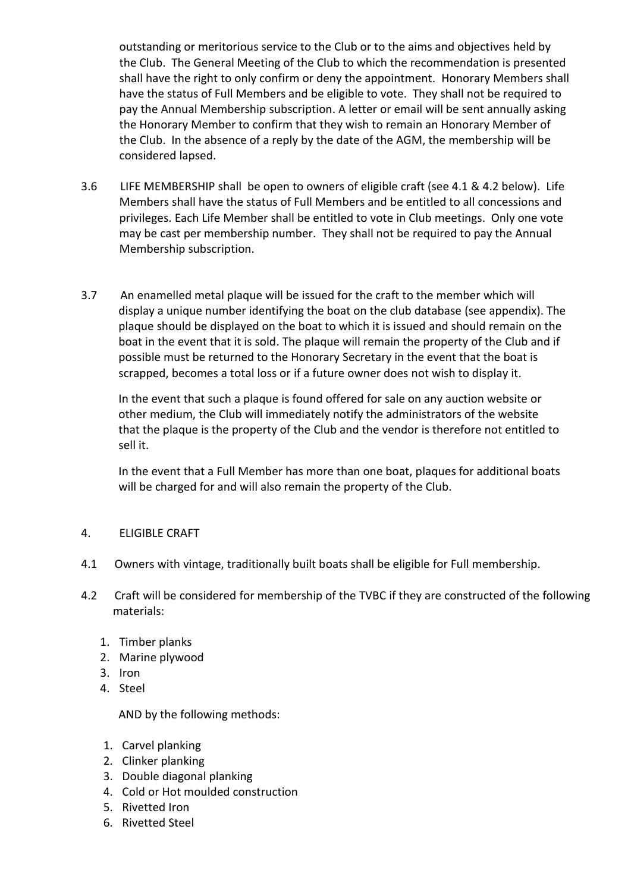outstanding or meritorious service to the Club or to the aims and objectives held by the Club. The General Meeting of the Club to which the recommendation is presented shall have the right to only confirm or deny the appointment. Honorary Members shall have the status of Full Members and be eligible to vote. They shall not be required to pay the Annual Membership subscription. A letter or email will be sent annually asking the Honorary Member to confirm that they wish to remain an Honorary Member of the Club. In the absence of a reply by the date of the AGM, the membership will be considered lapsed.

3.6 LIFE MEMBERSHIP shall be open to owners of eligible craft (see 4.1 & 4.2 below). Life Members shall have the status of Full Members and be entitled to all concessions and privileges. Each Life Member shall be entitled to vote in Club meetings. Only one vote may be cast per membership number. They shall not be required to pay the Annual Membership subscription.

3.7 An enamelled metal plaque will be issued for the craft to the member which will display a unique number identifying the boat on the club database (see appendix). The plaque should be displayed on the boat to which it is issued and should remain on the boat in the event that it is sold. The plaque will remain the property of the Club and if possible must be returned to the Honorary Secretary in the event that the boat is scrapped, becomes a total loss or if a future owner does not wish to display it.

In the event that such a plaque is found offered for sale on any auction website or other medium, the Club will immediately notify the administrators of the website that the plaque is the property of the Club and the vendor is therefore not entitled to sell it.

In the event that a Full Member has more than one boat, plaques for additional boats will be charged for and will also remain the property of the Club.

4. ELIGIBLE CRAFT

4.1 Owners with vintage, traditionally built boats shall be eligible for Full membership.

4.2 Craft will be considered for membership of the TVBC if they are constructed of the following materials:

1. Timber planks
2. Marine plywood
3. Iron
4. Steel

AND by the following methods:

1. Carvel planking
2. Clinker planking
3. Double diagonal planking
4. Cold or Hot moulded construction
5. Rivetted Iron
6. Rivetted Steel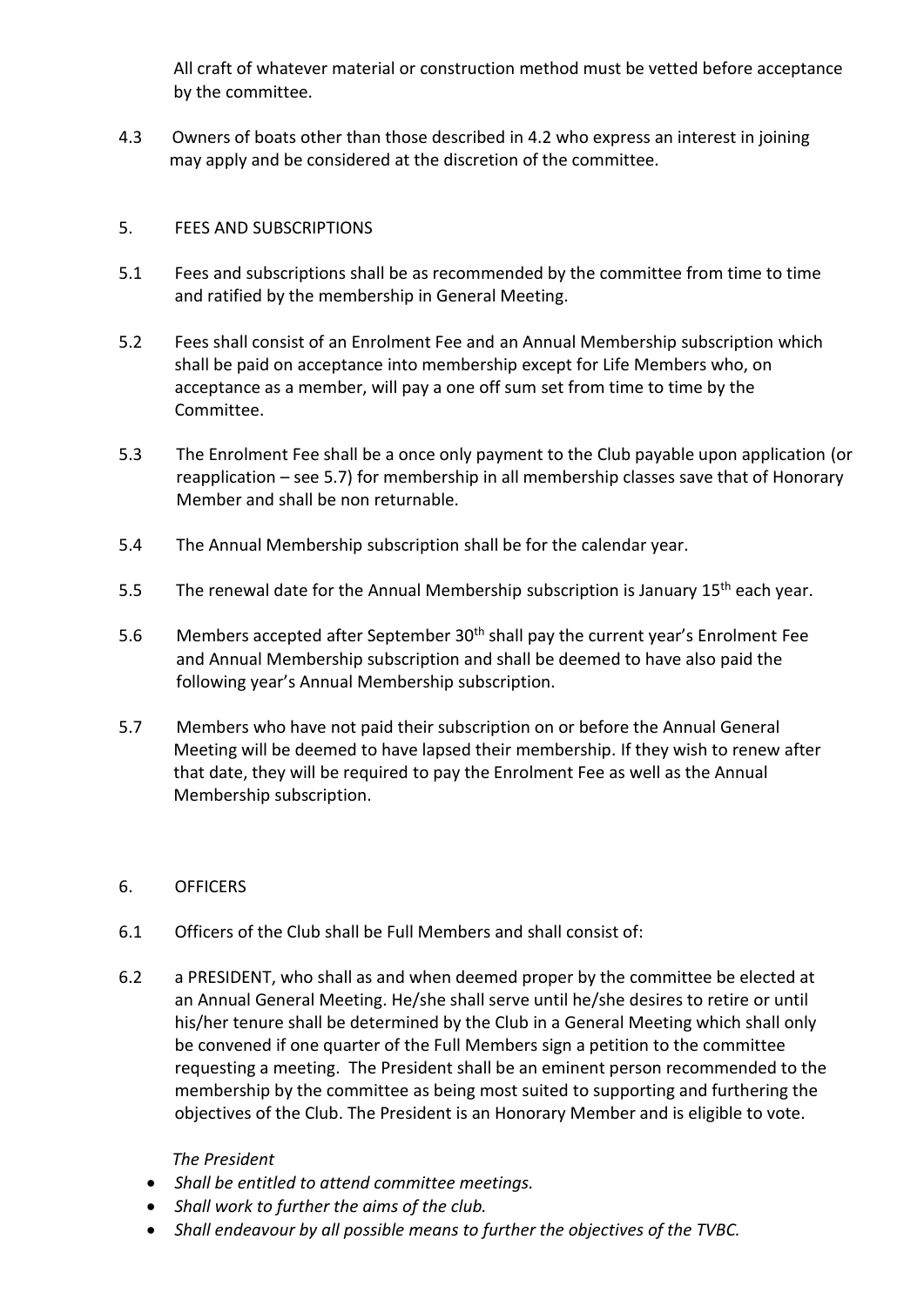All craft of whatever material or construction method must be vetted before acceptance by the committee.

4.3 Owners of boats other than those described in 4.2 who express an interest in joining may apply and be considered at the discretion of the committee.

## 5. FEES AND SUBSCRIPTIONS

5.1 Fees and subscriptions shall be as recommended by the committee from time to time and ratified by the membership in General Meeting.

5.2 Fees shall consist of an Enrolment Fee and an Annual Membership subscription which shall be paid on acceptance into membership except for Life Members who, on acceptance as a member, will pay a one off sum set from time to time by the Committee.

5.3 The Enrolment Fee shall be a once only payment to the Club payable upon application (or reapplication – see 5.7) for membership in all membership classes save that of Honorary Member and shall be non returnable.

5.4 The Annual Membership subscription shall be for the calendar year.

5.5 The renewal date for the Annual Membership subscription is January 15th each year.

5.6 Members accepted after September 30th shall pay the current year's Enrolment Fee and Annual Membership subscription and shall be deemed to have also paid the following year's Annual Membership subscription.

5.7 Members who have not paid their subscription on or before the Annual General Meeting will be deemed to have lapsed their membership. If they wish to renew after that date, they will be required to pay the Enrolment Fee as well as the Annual Membership subscription.

## 6. OFFICERS

6.1 Officers of the Club shall be Full Members and shall consist of:

6.2 a PRESIDENT, who shall as and when deemed proper by the committee be elected at an Annual General Meeting. He/she shall serve until he/she desires to retire or until his/her tenure shall be determined by the Club in a General Meeting which shall only be convened if one quarter of the Full Members sign a petition to the committee requesting a meeting. The President shall be an eminent person recommended to the membership by the committee as being most suited to supporting and furthering the objectives of the Club. The President is an Honorary Member and is eligible to vote.

*The President*

- *Shall be entitled to attend committee meetings.*
- *Shall work to further the aims of the club.*
- *Shall endeavour by all possible means to further the objectives of the TVBC.*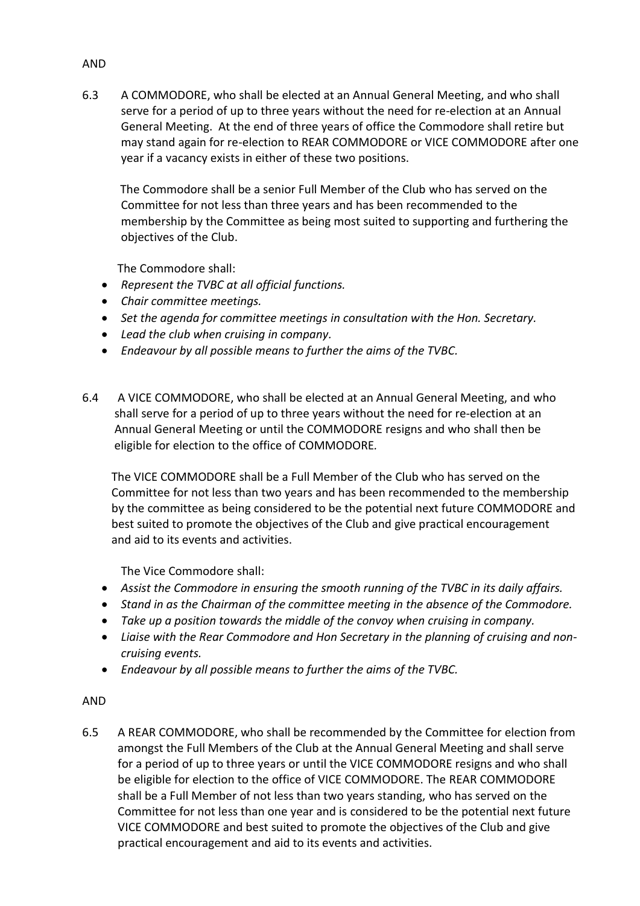AND

6.3 A COMMODORE, who shall be elected at an Annual General Meeting, and who shall serve for a period of up to three years without the need for re-election at an Annual General Meeting. At the end of three years of office the Commodore shall retire but may stand again for re-election to REAR COMMODORE or VICE COMMODORE after one year if a vacancy exists in either of these two positions.

The Commodore shall be a senior Full Member of the Club who has served on the Committee for not less than three years and has been recommended to the membership by the Committee as being most suited to supporting and furthering the objectives of the Club.

The Commodore shall:

- *Represent the TVBC at all official functions.*
- *Chair committee meetings.*
- *Set the agenda for committee meetings in consultation with the Hon. Secretary.*
- *Lead the club when cruising in company.*
- *Endeavour by all possible means to further the aims of the TVBC.*

6.4 A VICE COMMODORE, who shall be elected at an Annual General Meeting, and who shall serve for a period of up to three years without the need for re-election at an Annual General Meeting or until the COMMODORE resigns and who shall then be eligible for election to the office of COMMODORE.

The VICE COMMODORE shall be a Full Member of the Club who has served on the Committee for not less than two years and has been recommended to the membership by the committee as being considered to be the potential next future COMMODORE and best suited to promote the objectives of the Club and give practical encouragement and aid to its events and activities.

The Vice Commodore shall:

- *Assist the Commodore in ensuring the smooth running of the TVBC in its daily affairs.*
- *Stand in as the Chairman of the committee meeting in the absence of the Commodore.*
- *Take up a position towards the middle of the convoy when cruising in company.*
- *Liaise with the Rear Commodore and Hon Secretary in the planning of cruising and non-cruising events.*
- *Endeavour by all possible means to further the aims of the TVBC.*

AND

6.5 A REAR COMMODORE, who shall be recommended by the Committee for election from amongst the Full Members of the Club at the Annual General Meeting and shall serve for a period of up to three years or until the VICE COMMODORE resigns and who shall be eligible for election to the office of VICE COMMODORE. The REAR COMMODORE shall be a Full Member of not less than two years standing, who has served on the Committee for not less than one year and is considered to be the potential next future VICE COMMODORE and best suited to promote the objectives of the Club and give practical encouragement and aid to its events and activities.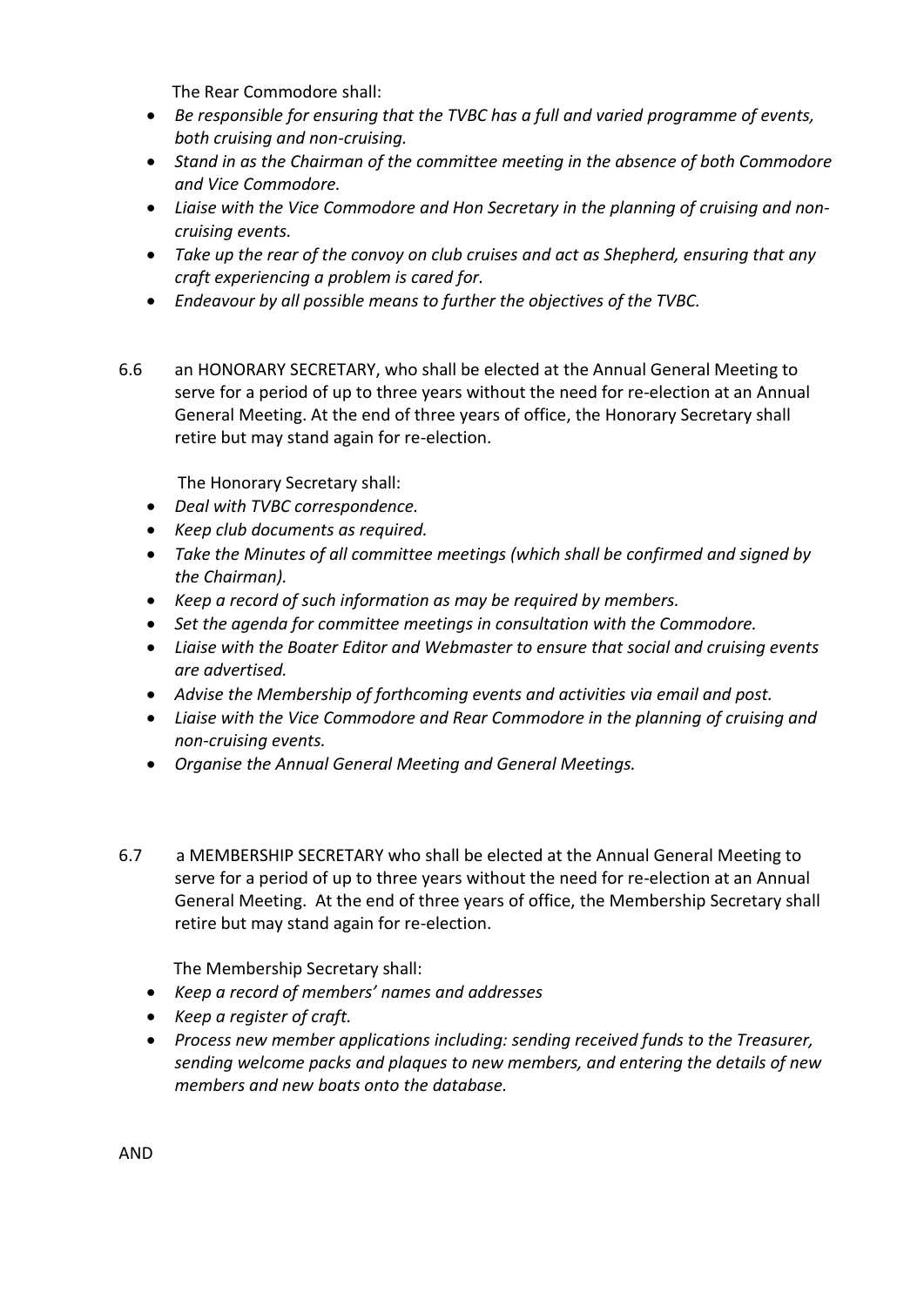The Rear Commodore shall:

- *Be responsible for ensuring that the TVBC has a full and varied programme of events, both cruising and non-cruising.*
- *Stand in as the Chairman of the committee meeting in the absence of both Commodore and Vice Commodore.*
- *Liaise with the Vice Commodore and Hon Secretary in the planning of cruising and non-cruising events.*
- *Take up the rear of the convoy on club cruises and act as Shepherd, ensuring that any craft experiencing a problem is cared for.*
- *Endeavour by all possible means to further the objectives of the TVBC.*

6.6 an HONORARY SECRETARY, who shall be elected at the Annual General Meeting to serve for a period of up to three years without the need for re-election at an Annual General Meeting. At the end of three years of office, the Honorary Secretary shall retire but may stand again for re-election.

The Honorary Secretary shall:

- *Deal with TVBC correspondence.*
- *Keep club documents as required.*
- *Take the Minutes of all committee meetings (which shall be confirmed and signed by the Chairman).*
- *Keep a record of such information as may be required by members.*
- *Set the agenda for committee meetings in consultation with the Commodore.*
- *Liaise with the Boater Editor and Webmaster to ensure that social and cruising events are advertised.*
- *Advise the Membership of forthcoming events and activities via email and post.*
- *Liaise with the Vice Commodore and Rear Commodore in the planning of cruising and non-cruising events.*
- *Organise the Annual General Meeting and General Meetings.*

6.7 a MEMBERSHIP SECRETARY who shall be elected at the Annual General Meeting to serve for a period of up to three years without the need for re-election at an Annual General Meeting. At the end of three years of office, the Membership Secretary shall retire but may stand again for re-election.

The Membership Secretary shall:

- *Keep a record of members' names and addresses*
- *Keep a register of craft.*
- *Process new member applications including: sending received funds to the Treasurer, sending welcome packs and plaques to new members, and entering the details of new members and new boats onto the database.*

AND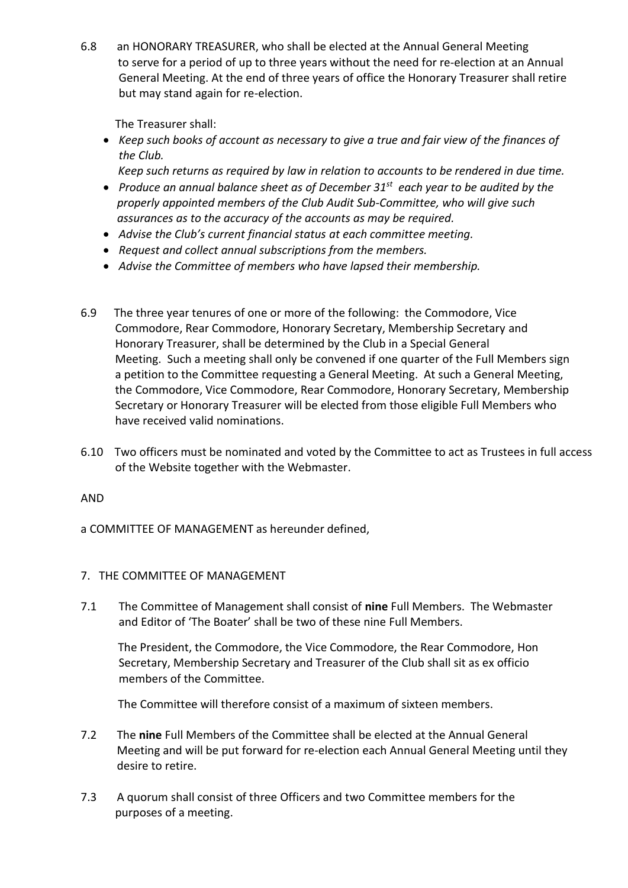6.8 an HONORARY TREASURER, who shall be elected at the Annual General Meeting to serve for a period of up to three years without the need for re-election at an Annual General Meeting. At the end of three years of office the Honorary Treasurer shall retire but may stand again for re-election.

The Treasurer shall:

- *Keep such books of account as necessary to give a true and fair view of the finances of the Club.*
  *Keep such returns as required by law in relation to accounts to be rendered in due time.*
- *Produce an annual balance sheet as of December 31st each year to be audited by the properly appointed members of the Club Audit Sub-Committee, who will give such assurances as to the accuracy of the accounts as may be required.*
- *Advise the Club's current financial status at each committee meeting.*
- *Request and collect annual subscriptions from the members.*
- *Advise the Committee of members who have lapsed their membership.*

6.9 The three year tenures of one or more of the following: the Commodore, Vice Commodore, Rear Commodore, Honorary Secretary, Membership Secretary and Honorary Treasurer, shall be determined by the Club in a Special General Meeting. Such a meeting shall only be convened if one quarter of the Full Members sign a petition to the Committee requesting a General Meeting. At such a General Meeting, the Commodore, Vice Commodore, Rear Commodore, Honorary Secretary, Membership Secretary or Honorary Treasurer will be elected from those eligible Full Members who have received valid nominations.

6.10 Two officers must be nominated and voted by the Committee to act as Trustees in full access of the Website together with the Webmaster.

AND

a COMMITTEE OF MANAGEMENT as hereunder defined,

7. THE COMMITTEE OF MANAGEMENT

7.1 The Committee of Management shall consist of **nine** Full Members. The Webmaster and Editor of 'The Boater' shall be two of these nine Full Members.

The President, the Commodore, the Vice Commodore, the Rear Commodore, Hon Secretary, Membership Secretary and Treasurer of the Club shall sit as ex officio members of the Committee.

The Committee will therefore consist of a maximum of sixteen members.

7.2 The **nine** Full Members of the Committee shall be elected at the Annual General Meeting and will be put forward for re-election each Annual General Meeting until they desire to retire.

7.3 A quorum shall consist of three Officers and two Committee members for the purposes of a meeting.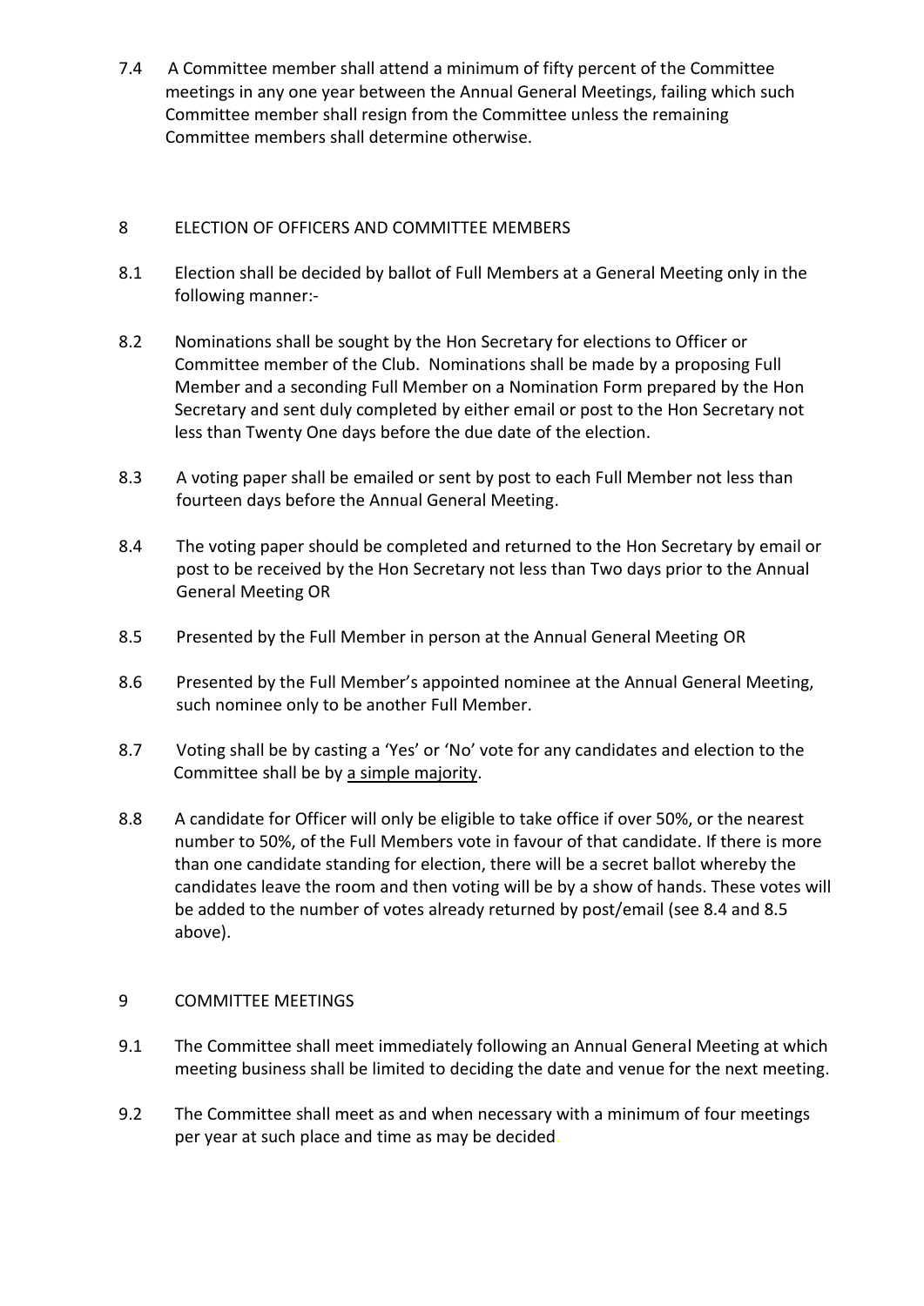7.4 A Committee member shall attend a minimum of fifty percent of the Committee meetings in any one year between the Annual General Meetings, failing which such Committee member shall resign from the Committee unless the remaining Committee members shall determine otherwise.

## 8 ELECTION OF OFFICERS AND COMMITTEE MEMBERS

8.1 Election shall be decided by ballot of Full Members at a General Meeting only in the following manner:-

8.2 Nominations shall be sought by the Hon Secretary for elections to Officer or Committee member of the Club. Nominations shall be made by a proposing Full Member and a seconding Full Member on a Nomination Form prepared by the Hon Secretary and sent duly completed by either email or post to the Hon Secretary not less than Twenty One days before the due date of the election.

8.3 A voting paper shall be emailed or sent by post to each Full Member not less than fourteen days before the Annual General Meeting.

8.4 The voting paper should be completed and returned to the Hon Secretary by email or post to be received by the Hon Secretary not less than Two days prior to the Annual General Meeting OR

8.5 Presented by the Full Member in person at the Annual General Meeting OR

8.6 Presented by the Full Member's appointed nominee at the Annual General Meeting, such nominee only to be another Full Member.

8.7 Voting shall be by casting a 'Yes' or 'No' vote for any candidates and election to the Committee shall be by <u>a simple majority</u>.

8.8 A candidate for Officer will only be eligible to take office if over 50%, or the nearest number to 50%, of the Full Members vote in favour of that candidate. If there is more than one candidate standing for election, there will be a secret ballot whereby the candidates leave the room and then voting will be by a show of hands. These votes will be added to the number of votes already returned by post/email (see 8.4 and 8.5 above).

## 9 COMMITTEE MEETINGS

9.1 The Committee shall meet immediately following an Annual General Meeting at which meeting business shall be limited to deciding the date and venue for the next meeting.

9.2 The Committee shall meet as and when necessary with a minimum of four meetings per year at such place and time as may be decided.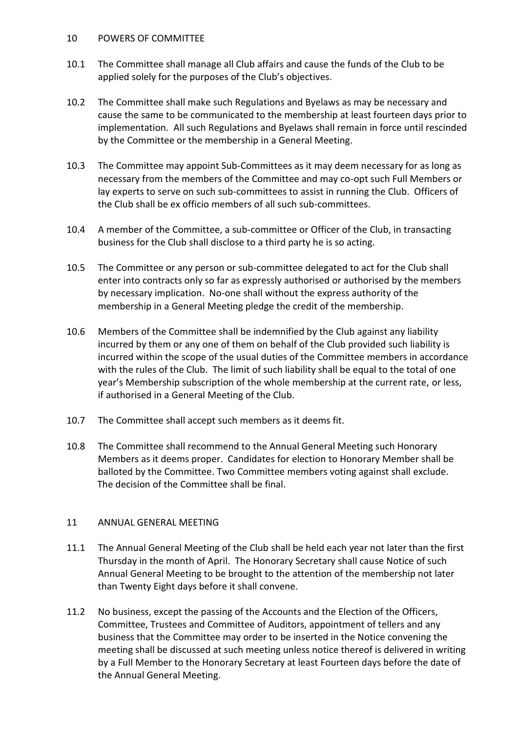## 10 POWERS OF COMMITTEE

10.1 The Committee shall manage all Club affairs and cause the funds of the Club to be applied solely for the purposes of the Club's objectives.

10.2 The Committee shall make such Regulations and Byelaws as may be necessary and cause the same to be communicated to the membership at least fourteen days prior to implementation. All such Regulations and Byelaws shall remain in force until rescinded by the Committee or the membership in a General Meeting.

10.3 The Committee may appoint Sub-Committees as it may deem necessary for as long as necessary from the members of the Committee and may co-opt such Full Members or lay experts to serve on such sub-committees to assist in running the Club. Officers of the Club shall be ex officio members of all such sub-committees.

10.4 A member of the Committee, a sub-committee or Officer of the Club, in transacting business for the Club shall disclose to a third party he is so acting.

10.5 The Committee or any person or sub-committee delegated to act for the Club shall enter into contracts only so far as expressly authorised or authorised by the members by necessary implication. No-one shall without the express authority of the membership in a General Meeting pledge the credit of the membership.

10.6 Members of the Committee shall be indemnified by the Club against any liability incurred by them or any one of them on behalf of the Club provided such liability is incurred within the scope of the usual duties of the Committee members in accordance with the rules of the Club. The limit of such liability shall be equal to the total of one year's Membership subscription of the whole membership at the current rate, or less, if authorised in a General Meeting of the Club.

10.7 The Committee shall accept such members as it deems fit.

10.8 The Committee shall recommend to the Annual General Meeting such Honorary Members as it deems proper. Candidates for election to Honorary Member shall be balloted by the Committee. Two Committee members voting against shall exclude. The decision of the Committee shall be final.

## 11 ANNUAL GENERAL MEETING

11.1 The Annual General Meeting of the Club shall be held each year not later than the first Thursday in the month of April. The Honorary Secretary shall cause Notice of such Annual General Meeting to be brought to the attention of the membership not later than Twenty Eight days before it shall convene.

11.2 No business, except the passing of the Accounts and the Election of the Officers, Committee, Trustees and Committee of Auditors, appointment of tellers and any business that the Committee may order to be inserted in the Notice convening the meeting shall be discussed at such meeting unless notice thereof is delivered in writing by a Full Member to the Honorary Secretary at least Fourteen days before the date of the Annual General Meeting.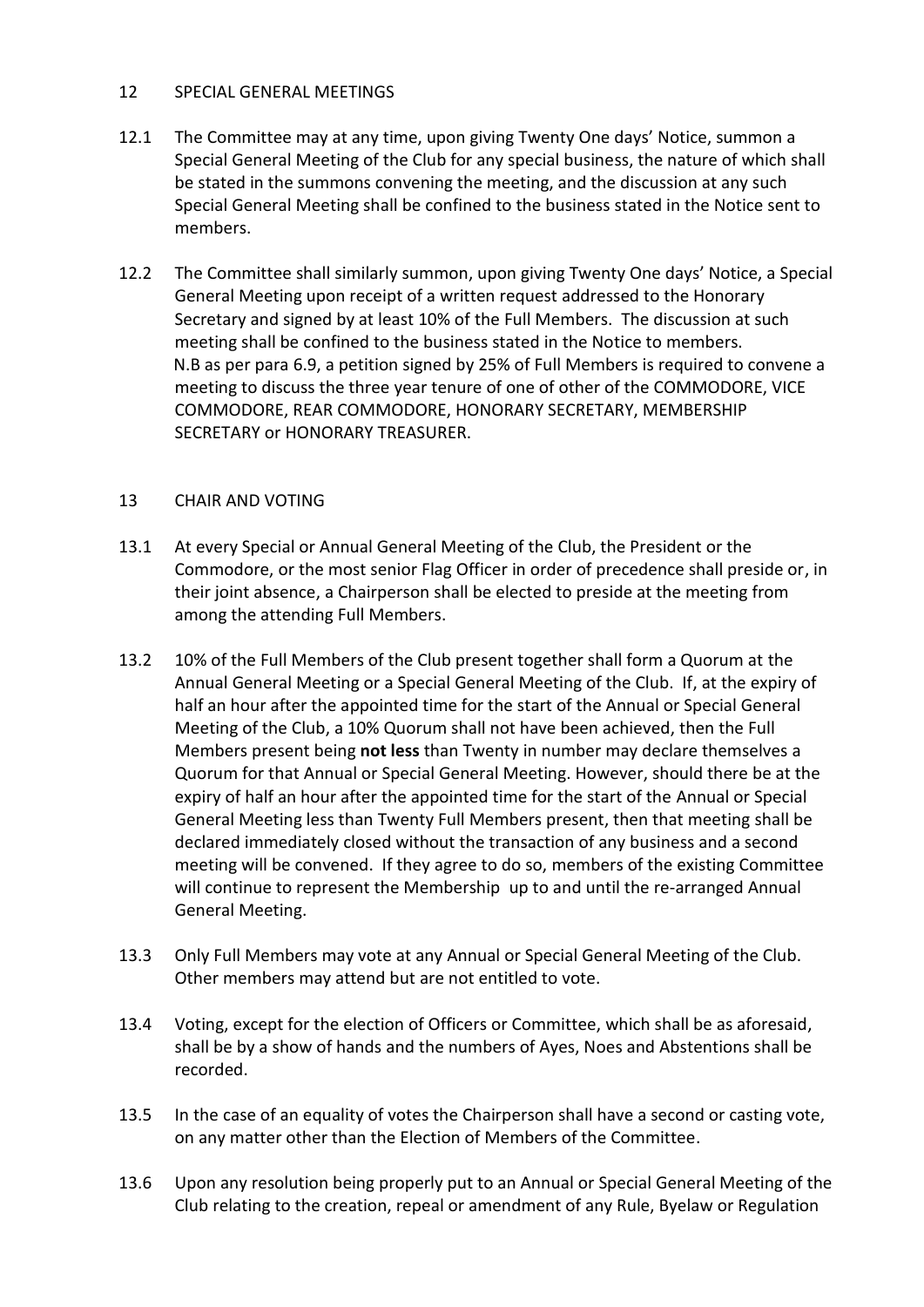## 12 SPECIAL GENERAL MEETINGS

12.1 The Committee may at any time, upon giving Twenty One days' Notice, summon a Special General Meeting of the Club for any special business, the nature of which shall be stated in the summons convening the meeting, and the discussion at any such Special General Meeting shall be confined to the business stated in the Notice sent to members.

12.2 The Committee shall similarly summon, upon giving Twenty One days' Notice, a Special General Meeting upon receipt of a written request addressed to the Honorary Secretary and signed by at least 10% of the Full Members. The discussion at such meeting shall be confined to the business stated in the Notice to members.
N.B as per para 6.9, a petition signed by 25% of Full Members is required to convene a meeting to discuss the three year tenure of one of other of the COMMODORE, VICE COMMODORE, REAR COMMODORE, HONORARY SECRETARY, MEMBERSHIP SECRETARY or HONORARY TREASURER.

## 13 CHAIR AND VOTING

13.1 At every Special or Annual General Meeting of the Club, the President or the Commodore, or the most senior Flag Officer in order of precedence shall preside or, in their joint absence, a Chairperson shall be elected to preside at the meeting from among the attending Full Members.

13.2 10% of the Full Members of the Club present together shall form a Quorum at the Annual General Meeting or a Special General Meeting of the Club. If, at the expiry of half an hour after the appointed time for the start of the Annual or Special General Meeting of the Club, a 10% Quorum shall not have been achieved, then the Full Members present being **not less** than Twenty in number may declare themselves a Quorum for that Annual or Special General Meeting. However, should there be at the expiry of half an hour after the appointed time for the start of the Annual or Special General Meeting less than Twenty Full Members present, then that meeting shall be declared immediately closed without the transaction of any business and a second meeting will be convened. If they agree to do so, members of the existing Committee will continue to represent the Membership up to and until the re-arranged Annual General Meeting.

13.3 Only Full Members may vote at any Annual or Special General Meeting of the Club. Other members may attend but are not entitled to vote.

13.4 Voting, except for the election of Officers or Committee, which shall be as aforesaid, shall be by a show of hands and the numbers of Ayes, Noes and Abstentions shall be recorded.

13.5 In the case of an equality of votes the Chairperson shall have a second or casting vote, on any matter other than the Election of Members of the Committee.

13.6 Upon any resolution being properly put to an Annual or Special General Meeting of the Club relating to the creation, repeal or amendment of any Rule, Byelaw or Regulation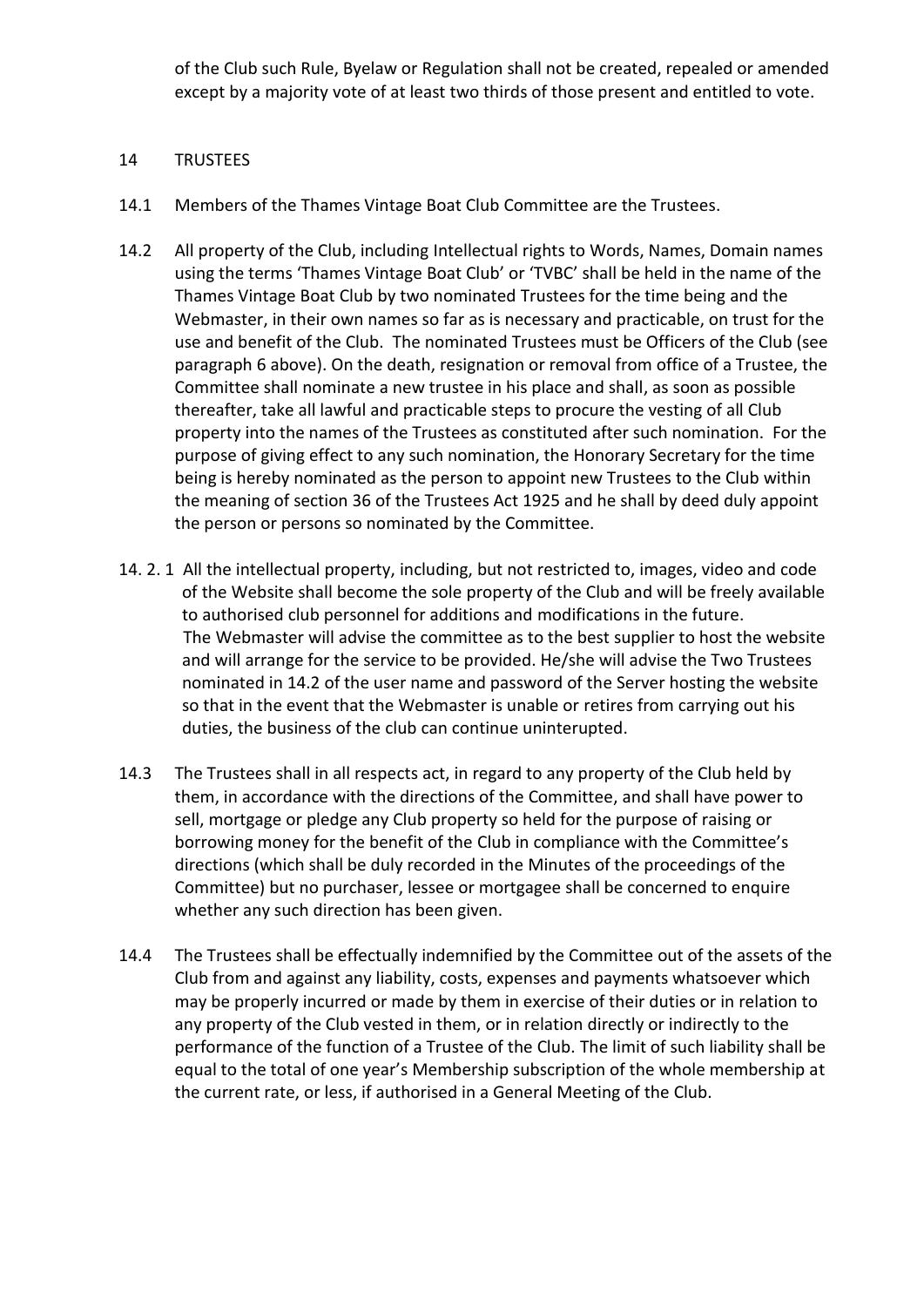of the Club such Rule, Byelaw or Regulation shall not be created, repealed or amended except by a majority vote of at least two thirds of those present and entitled to vote.

## 14 TRUSTEES

14.1 Members of the Thames Vintage Boat Club Committee are the Trustees.

14.2 All property of the Club, including Intellectual rights to Words, Names, Domain names using the terms 'Thames Vintage Boat Club' or 'TVBC' shall be held in the name of the Thames Vintage Boat Club by two nominated Trustees for the time being and the Webmaster, in their own names so far as is necessary and practicable, on trust for the use and benefit of the Club. The nominated Trustees must be Officers of the Club (see paragraph 6 above). On the death, resignation or removal from office of a Trustee, the Committee shall nominate a new trustee in his place and shall, as soon as possible thereafter, take all lawful and practicable steps to procure the vesting of all Club property into the names of the Trustees as constituted after such nomination. For the purpose of giving effect to any such nomination, the Honorary Secretary for the time being is hereby nominated as the person to appoint new Trustees to the Club within the meaning of section 36 of the Trustees Act 1925 and he shall by deed duly appoint the person or persons so nominated by the Committee.

14. 2. 1 All the intellectual property, including, but not restricted to, images, video and code of the Website shall become the sole property of the Club and will be freely available to authorised club personnel for additions and modifications in the future. The Webmaster will advise the committee as to the best supplier to host the website and will arrange for the service to be provided. He/she will advise the Two Trustees nominated in 14.2 of the user name and password of the Server hosting the website so that in the event that the Webmaster is unable or retires from carrying out his duties, the business of the club can continue uninterupted.

14.3 The Trustees shall in all respects act, in regard to any property of the Club held by them, in accordance with the directions of the Committee, and shall have power to sell, mortgage or pledge any Club property so held for the purpose of raising or borrowing money for the benefit of the Club in compliance with the Committee's directions (which shall be duly recorded in the Minutes of the proceedings of the Committee) but no purchaser, lessee or mortgagee shall be concerned to enquire whether any such direction has been given.

14.4 The Trustees shall be effectually indemnified by the Committee out of the assets of the Club from and against any liability, costs, expenses and payments whatsoever which may be properly incurred or made by them in exercise of their duties or in relation to any property of the Club vested in them, or in relation directly or indirectly to the performance of the function of a Trustee of the Club. The limit of such liability shall be equal to the total of one year's Membership subscription of the whole membership at the current rate, or less, if authorised in a General Meeting of the Club.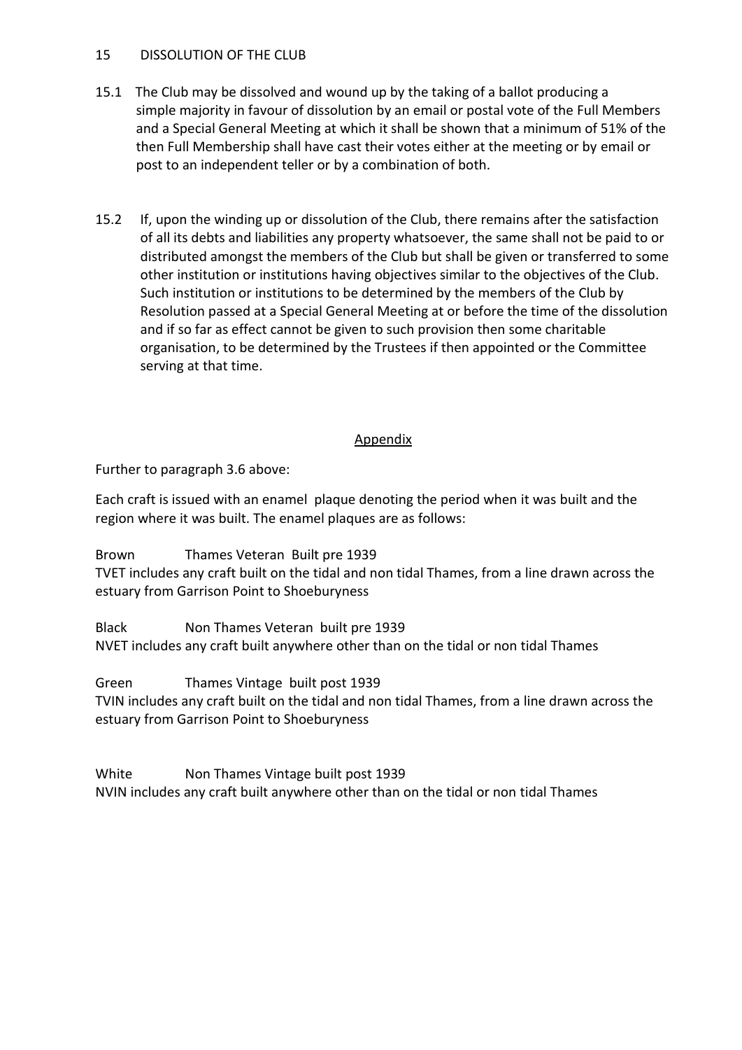## 15 DISSOLUTION OF THE CLUB

15.1 The Club may be dissolved and wound up by the taking of a ballot producing a simple majority in favour of dissolution by an email or postal vote of the Full Members and a Special General Meeting at which it shall be shown that a minimum of 51% of the then Full Membership shall have cast their votes either at the meeting or by email or post to an independent teller or by a combination of both.

15.2 If, upon the winding up or dissolution of the Club, there remains after the satisfaction of all its debts and liabilities any property whatsoever, the same shall not be paid to or distributed amongst the members of the Club but shall be given or transferred to some other institution or institutions having objectives similar to the objectives of the Club. Such institution or institutions to be determined by the members of the Club by Resolution passed at a Special General Meeting at or before the time of the dissolution and if so far as effect cannot be given to such provision then some charitable organisation, to be determined by the Trustees if then appointed or the Committee serving at that time.

## Appendix

Further to paragraph 3.6 above:

Each craft is issued with an enamel plaque denoting the period when it was built and the region where it was built. The enamel plaques are as follows:

Brown Thames Veteran Built pre 1939
TVET includes any craft built on the tidal and non tidal Thames, from a line drawn across the estuary from Garrison Point to Shoeburyness

Black Non Thames Veteran built pre 1939
NVET includes any craft built anywhere other than on the tidal or non tidal Thames

Green Thames Vintage built post 1939
TVIN includes any craft built on the tidal and non tidal Thames, from a line drawn across the estuary from Garrison Point to Shoeburyness

White Non Thames Vintage built post 1939
NVIN includes any craft built anywhere other than on the tidal or non tidal Thames